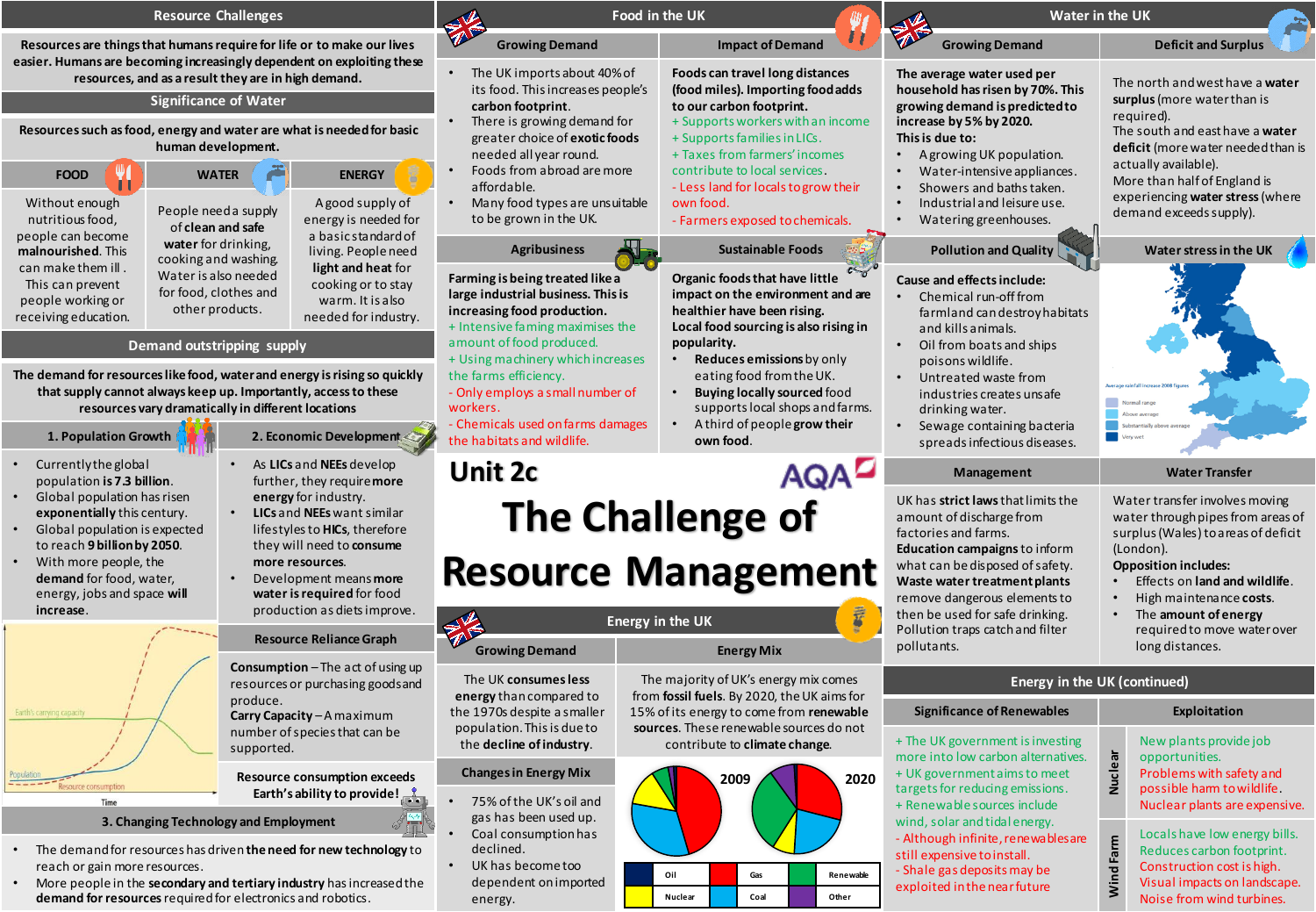# Unit 2c

# The Challenge of Resource Management

AQA

## Resource Challenges

**Resources are things that humans require for life or to make our lives easier. Humans are becoming increasingly dependent on exploiting these resources, and as a result they are in high demand.**

## Significance of Water

**Resources such as food, energy and water are what is needed for basic human development.**

### FOOD

Without enough nutritious food, people can become **malnourished**. This can make them ill. This can prevent people working or receiving education.

### WATER

People need a supply of **clean and safe water** for drinking, cooking and washing. Water is also needed for food, clothes and other products.

### ENERGY

A good supply of energy is needed for a basic standard of living. People need **light and heat** for cooking or to stay warm. It is also needed for industry.

## Demand outstripping supply

**The demand for resources like food, water and energy is rising so quickly that supply cannot always keep up. Importantly, access to these resources vary dramatically in different locations**

### 1. Population Growth

- Currently the global population **is 7.3 billion**.
- Global population has risen **exponentially** this century.
- Global population is expected to reach **9 billion by 2050**.
- With more people, the **demand** for food, water, energy, jobs and space **will increase**.

### 2. Economic Development

- As **LICs** and **NEEs** develop further, they require **more energy** for industry.
- **LICs** and **NEEs** want similar lifestyles to **HICs**, therefore they will need to **consume more resources**.
- Development means **more water is required** for food production as diets improve.

### Resource Reliance Graph

Earth's carrying capacity; Population; Resource consumption; Time

**Consumption** – The act of using up resources or purchasing goods and produce.

**Carry Capacity** – A maximum number of species that can be supported.

**Resource consumption exceeds Earth's ability to provide!**

### 3. Changing Technology and Employment

- The demand for resources has driven **the need for new technology** to reach or gain more resources.
- More people in the **secondary and tertiary industry** has increased the **demand for resources** required for electronics and robotics.

## Food in the UK

### Growing Demand

- The UK imports about 40% of its food. This increases people's **carbon footprint**.
- There is growing demand for greater choice of **exotic foods** needed all year round.
- Foods from abroad are more affordable.
- Many food types are unsuitable to be grown in the UK.

### Impact of Demand

**Foods can travel long distances (food miles). Importing food adds to our carbon footprint.**

+ Supports workers with an income
+ Supports families in LICs.
+ Taxes from farmers' incomes contribute to local services.
- Less land for locals to grow their own food.
- Farmers exposed to chemicals.

### Agribusiness

**Farming is being treated like a large industrial business. This is increasing food production.**

+ Intensive faming maximises the amount of food produced.
+ Using machinery which increases the farms efficiency.
- Only employs a small number of workers.
- Chemicals used on farms damages the habitats and wildlife.

### Sustainable Foods

**Organic foods that have little impact on the environment and are healthier have been rising. Local food sourcing is also rising in popularity.**

- **Reduces emissions** by only eating food from the UK.
- **Buying locally sourced** food supports local shops and farms.
- A third of people **grow their** own **food**.

## Water in the UK

### Growing Demand

**The average water used per household has risen by 70%. This growing demand is predicted to increase by 5% by 2020. This is due to:**

- A growing UK population.
- Water-intensive appliances.
- Showers and baths taken.
- Industrial and leisure use.
- Watering greenhouses.

### Deficit and Surplus

The north and west have a **water surplus** (more water than is required).

The south and east have a **water deficit** (more water needed than is actually available).

More than half of England is experiencing **water stress** (where demand exceeds supply).

### Pollution and Quality

**Cause and effects include:**

- Chemical run-off from farmland can destroy habitats and kills animals.
- Oil from boats and ships poisons wildlife.
- Untreated waste from industries creates unsafe drinking water.
- Sewage containing bacteria spreads infectious diseases.

### Water stress in the UK

Average rainfall increase 2008 figures: Normal range; Above average; Substantially above average; Very wet

### Management

UK has **strict laws** that limits the amount of discharge from factories and farms.

**Education campaigns** to inform what can be disposed of safety.

**Waste water treatment plants** remove dangerous elements to then be used for safe drinking.

Pollution traps catch and filter pollutants.

### Water Transfer

Water transfer involves moving water through pipes from areas of surplus (Wales) to areas of deficit (London).

**Opposition includes:**

- Effects on **land and wildlife**.
- High maintenance **costs**.
- The **amount of energy** required to move water over long distances.

## Energy in the UK

### Growing Demand

The UK **consumes less energy** than compared to the 1970s despite a smaller population. This is due to the **decline of industry**.

### Energy Mix

The majority of UK's energy mix comes from **fossil fuels**. By 2020, the UK aims for 15% of its energy to come from **renewable sources**. These renewable sources do not contribute to **climate change**.

### Changes in Energy Mix

- 75% of the UK's oil and gas has been used up.
- Coal consumption has declined.
- UK has become too dependent on imported energy.

Pie charts: 2009, 2020. Key: Oil, Gas, Renewable, Nuclear, Coal, Other

## Energy in the UK (continued)

### Significance of Renewables

+ The UK government is investing more into low carbon alternatives.
+ UK government aims to meet targets for reducing emissions.
+ Renewable sources include wind, solar and tidal energy.
- Although infinite, renewables are still expensive to install.
- Shale gas deposits may be exploited in the near future

### Exploitation

**Nuclear**

New plants provide job opportunities.
Problems with safety and possible harm to wildlife.
Nuclear plants are expensive.

**Wind Farm**

Locals have low energy bills.
Reduces carbon footprint.
Construction cost is high.
Visual impacts on landscape.
Noise from wind turbines.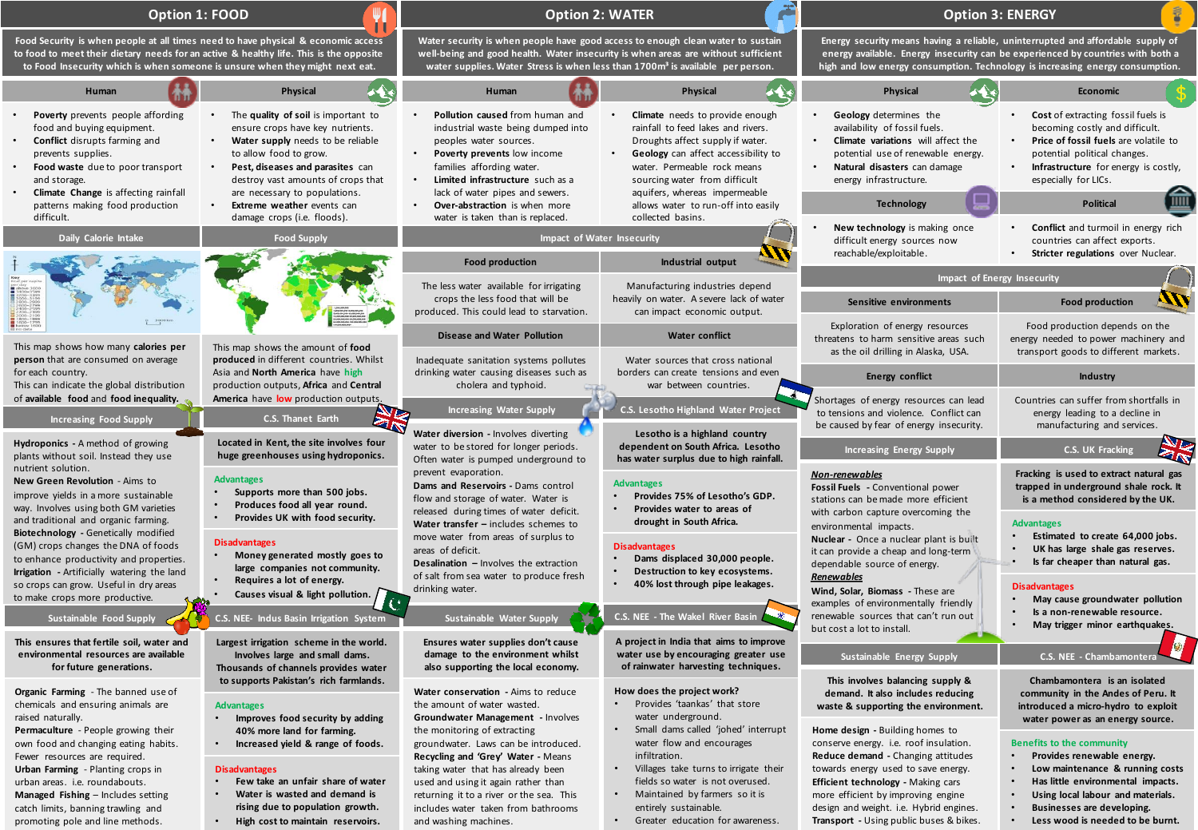# Option 1: FOOD

Food Security is when people at all times need to have physical & economic access to food to meet their dietary needs for an active & healthy life. This is the opposite to Food Insecurity which is when someone is unsure when they might next eat.

## Human

- **Poverty** prevents people affording food and buying equipment.
- **Conflict** disrupts farming and prevents supplies.
- **Food waste** due to poor transport and storage.
- **Climate Change** is affecting rainfall patterns making food production difficult.

## Physical

- The **quality of soil** is important to ensure crops have key nutrients.
- **Water supply** needs to be reliable to allow food to grow.
- **Pest, diseases and parasites** can destroy vast amounts of crops that are necessary to populations.
- **Extreme weather** events can damage crops (i.e. floods).

## Daily Calorie Intake

This map shows how many **calories per person** that are consumed on average for each country.
This can indicate the global distribution of **available food** and **food inequality.**

## Food Supply

This map shows the amount of **food produced** in different countries. Whilst Asia and **North America** have **high** production outputs, **Africa** and **Central America** have **low** production outputs.

## Increasing Food Supply

**Hydroponics** - A method of growing plants without soil. Instead they use nutrient solution.
**New Green Revolution** - Aims to improve yields in a more sustainable way. Involves using both GM varieties and traditional and organic farming.
**Biotechnology** - Genetically modified (GM) crops changes the DNA of foods to enhance productivity and properties.
**Irrigation** - Artificially watering the land so crops can grow. Useful in dry areas to make crops more productive.

## C.S. Thanet Earth

**Located in Kent, the site involves four huge greenhouses using hydroponics.**

Advantages
- **Supports more than 500 jobs.**
- **Produces food all year round.**
- **Provides UK with food security.**

Disadvantages
- **Money generated mostly goes to large companies not community.**
- **Requires a lot of energy.**
- **Causes visual & light pollution.**

## Sustainable Food Supply

**This ensures that fertile soil, water and environmental resources are available for future generations.**

**Organic Farming** - The banned use of chemicals and ensuring animals are raised naturally.
**Permaculture** - People growing their own food and changing eating habits. Fewer resources are required.
**Urban Farming** - Planting crops in urban areas. i.e. roundabouts.
**Managed Fishing** – Includes setting catch limits, banning trawling and promoting pole and line methods.

## C.S. NEE- Indus Basin Irrigation System

**Largest irrigation scheme in the world. Involves large and small dams. Thousands of channels provides water to supports Pakistan's rich farmlands.**

Advantages
- **Improves food security by adding 40% more land for farming.**
- **Increased yield & range of foods.**

Disadvantages
- **Few take an unfair share of water**
- **Water is wasted and demand is rising due to population growth.**
- **High cost to maintain reservoirs.**

# Option 2: WATER

Water security is when people have good access to enough clean water to sustain well-being and good health. Water insecurity is when areas are without sufficient water supplies. Water Stress is when less than 1700m³ is available per person.

## Human

- **Pollution caused** from human and industrial waste being dumped into peoples water sources.
- **Poverty prevents** low income families affording water.
- **Limited infrastructure** such as a lack of water pipes and sewers.
- **Over-abstraction** is when more water is taken than is replaced.

## Physical

- **Climate** needs to provide enough rainfall to feed lakes and rivers. Droughts affect supply if water.
- **Geology** can affect accessibility to water. Permeable rock means sourcing water from difficult aquifers, whereas impermeable allows water to run-off into easily collected basins.

## Impact of Water Insecurity

**Food production**
The less water available for irrigating crops the less food that will be produced. This could lead to starvation.

**Industrial output**
Manufacturing industries depend heavily on water. A severe lack of water can impact economic output.

**Disease and Water Pollution**
Inadequate sanitation systems pollutes drinking water causing diseases such as cholera and typhoid.

**Water conflict**
Water sources that cross national borders can create tensions and even war between countries.

## Increasing Water Supply

**Water diversion** - Involves diverting water to be stored for longer periods. Often water is pumped underground to prevent evaporation.
**Dams and Reservoirs** - Dams control flow and storage of water. Water is released during times of water deficit.
**Water transfer** – includes schemes to move water from areas of surplus to areas of deficit.
**Desalination** – Involves the extraction of salt from sea water to produce fresh drinking water.

## C.S. Lesotho Highland Water Project

**Lesotho is a highland country dependent on South Africa. Lesotho has water surplus due to high rainfall.**

Advantages
- **Provides 75% of Lesotho's GDP.**
- **Provides water to areas of drought in South Africa.**

Disadvantages
- **Dams displaced 30,000 people.**
- **Destruction to key ecosystems.**
- **40% lost through pipe leakages.**

## Sustainable Water Supply

**Ensures water supplies don't cause damage to the environment whilst also supporting the local economy.**

**Water conservation** - Aims to reduce the amount of water wasted.
**Groundwater Management** - Involves the monitoring of extracting groundwater. Laws can be introduced.
**Recycling and 'Grey' Water** - Means taking water that has already been used and using it again rather than returning it to a river or the sea. This includes water taken from bathrooms and washing machines.

## C.S. NEE - The Wakel River Basin

**A project in India that aims to improve water use by encouraging greater use of rainwater harvesting techniques.**

**How does the project work?**
- Provides 'taankas' that store water underground.
- Small dams called 'johed' interrupt water flow and encourages infiltration.
- Villages take turns to irrigate their fields so water is not overused.
- Maintained by farmers so it is entirely sustainable.
- Greater education for awareness.

# Option 3: ENERGY

Energy security means having a reliable, uninterrupted and affordable supply of energy available. Energy insecurity can be experienced by countries with both a high and low energy consumption. Technology is increasing energy consumption.

## Physical

- **Geology** determines the availability of fossil fuels.
- **Climate variations** will affect the potential use of renewable energy.
- **Natural disasters** can damage energy infrastructure.

## Economic

- **Cost** of extracting fossil fuels is becoming costly and difficult.
- **Price of fossil fuels** are volatile to potential political changes.
- **Infrastructure** for energy is costly, especially for LICs.

## Technology

- **New technology** is making once difficult energy sources now reachable/exploitable.

## Political

- **Conflict** and turmoil in energy rich countries can affect exports.
- **Stricter regulations** over Nuclear.

## Impact of Energy Insecurity

**Sensitive environments**
Exploration of energy resources threatens to harm sensitive areas such as the oil drilling in Alaska, USA.

**Food production**
Food production depends on the energy needed to power machinery and transport goods to different markets.

**Energy conflict**
Shortages of energy resources can lead to tensions and violence. Conflict can be caused by fear of energy insecurity.

**Industry**
Countries can suffer from shortfalls in energy leading to a decline in manufacturing and services.

## Increasing Energy Supply

***Non-renewables***
**Fossil Fuels** - Conventional power stations can be made more efficient with carbon capture overcoming the environmental impacts.
**Nuclear** - Once a nuclear plant is built it can provide a cheap and long-term dependable source of energy.
***Renewables***
**Wind, Solar, Biomass** - These are examples of environmentally friendly renewable sources that can't run out but cost a lot to install.

## C.S. UK Fracking

**Fracking is used to extract natural gas trapped in underground shale rock. It is a method considered by the UK.**

Advantages
- **Estimated to create 64,000 jobs.**
- **UK has large shale gas reserves.**
- **Is far cheaper than natural gas.**

Disadvantages
- **May cause groundwater pollution**
- **Is a non-renewable resource.**
- **May trigger minor earthquakes.**

## Sustainable Energy Supply

**This involves balancing supply & demand. It also includes reducing waste & supporting the environment.**

**Home design** - Building homes to conserve energy. i.e. roof insulation.
**Reduce demand** - Changing attitudes towards energy used to save energy.
**Efficient technology** - Making cars more efficient by improving engine design and weight. i.e. Hybrid engines.
**Transport** - Using public buses & bikes.

## C.S. NEE - Chambamontera

**Chambamontera is an isolated community in the Andes of Peru. It introduced a micro-hydro to exploit water power as an energy source.**

Benefits to the community
- **Provides renewable energy.**
- **Low maintenance & running costs**
- **Has little environmental impacts.**
- **Using local labour and materials.**
- **Businesses are developing.**
- **Less wood is needed to be burnt.**